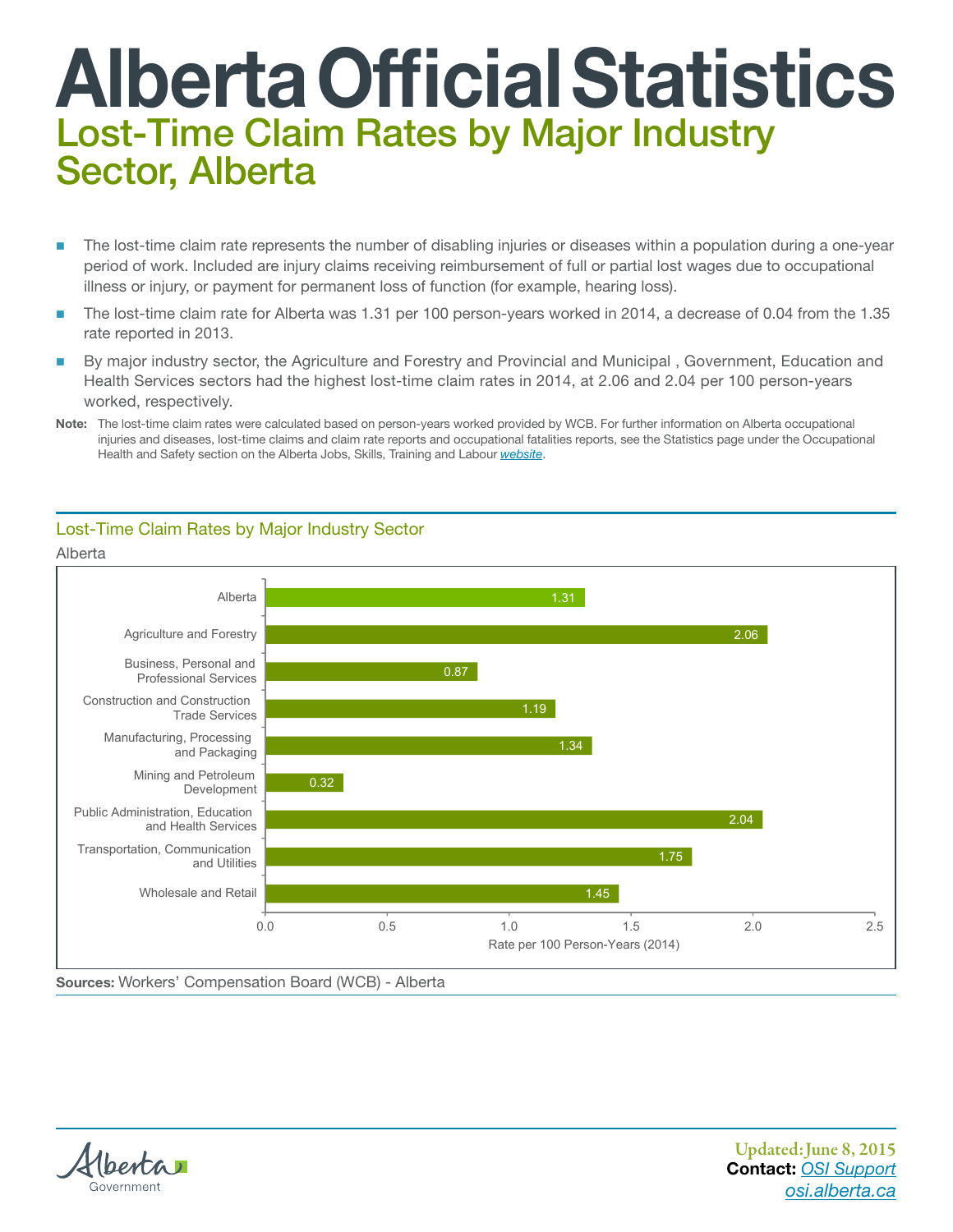# Alberta Official Statistics

## Lost-Time Claim Rates by Major Industry Sector, Alberta

- The lost-time claim rate represents the number of disabling injuries or diseases within a population during a one-year period of work. Included are injury claims receiving reimbursement of full or partial lost wages due to occupational illness or injury, or payment for permanent loss of function (for example, hearing loss).
- The lost-time claim rate for Alberta was 1.31 per 100 person-years worked in 2014, a decrease of 0.04 from the 1.35 rate reported in 2013.
- By major industry sector, the Agriculture and Forestry and Provincial and Municipal , Government, Education and Health Services sectors had the highest lost-time claim rates in 2014, at 2.06 and 2.04 per 100 person-years worked, respectively.

**Note:** The lost-time claim rates were calculated based on person-years worked provided by WCB. For further information on Alberta occupational injuries and diseases, lost-time claims and claim rate reports and occupational fatalities reports, see the Statistics page under the Occupational Health and Safety section on the Alberta Jobs, Skills, Training and Labour *website*.

### Lost-Time Claim Rates by Major Industry Sector

Alberta

| Sector | Rate per 100 Person-Years (2014) |
|---|---|
| Alberta | 1.31 |
| Agriculture and Forestry | 2.06 |
| Business, Personal and Professional Services | 0.87 |
| Construction and Construction Trade Services | 1.19 |
| Manufacturing, Processing and Packaging | 1.34 |
| Mining and Petroleum Development | 0.32 |
| Public Administration, Education and Health Services | 2.04 |
| Transportation, Communication and Utilities | 1.75 |
| Wholesale and Retail | 1.45 |

**Sources:** Workers' Compensation Board (WCB) - Alberta

Updated: June 8, 2015

**Contact:** OSI Support

osi.alberta.ca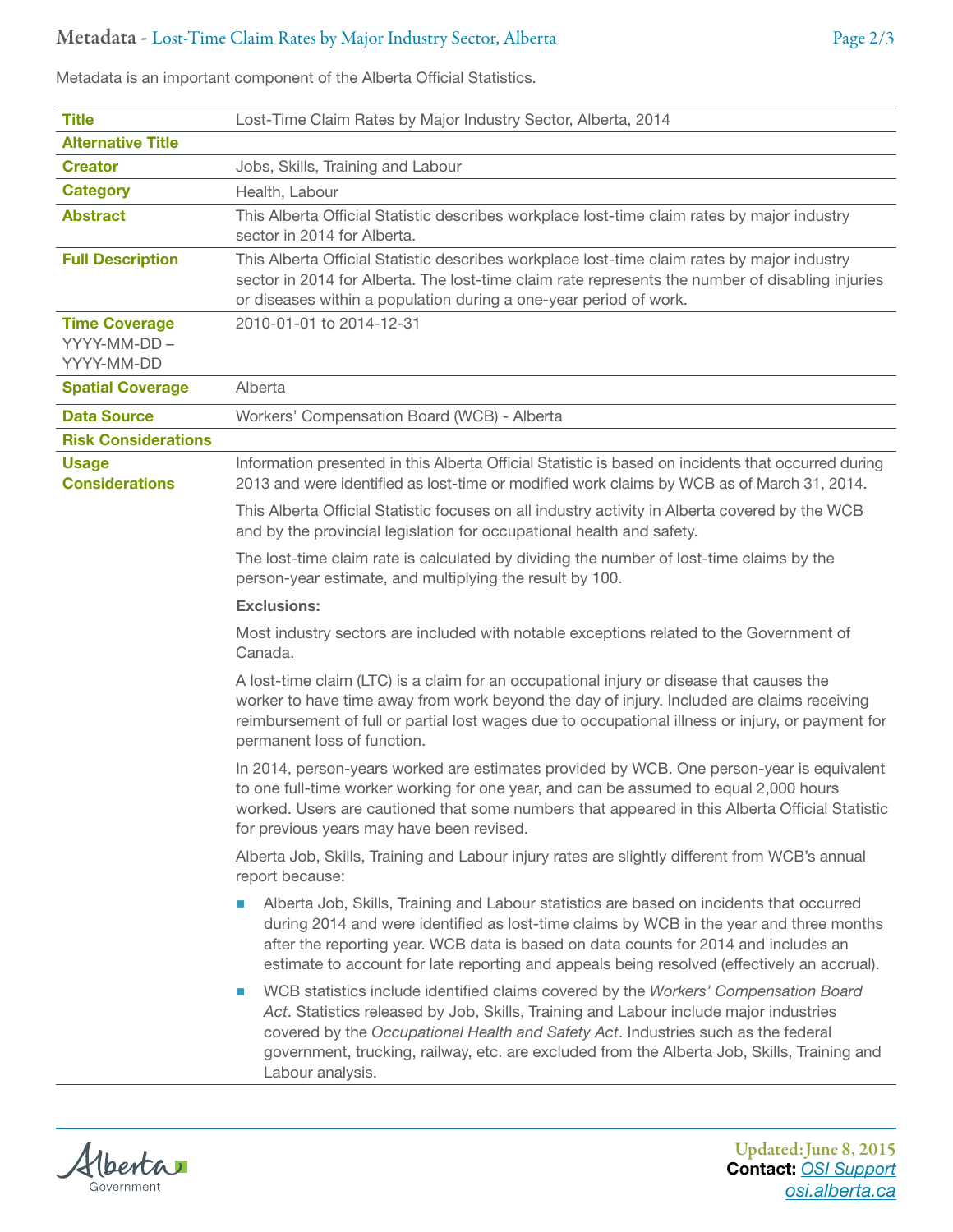Metadata is an important component of the Alberta Official Statistics.

| | |
|---|---|
| **Title** | Lost-Time Claim Rates by Major Industry Sector, Alberta, 2014 |
| **Alternative Title** | |
| **Creator** | Jobs, Skills, Training and Labour |
| **Category** | Health, Labour |
| **Abstract** | This Alberta Official Statistic describes workplace lost-time claim rates by major industry sector in 2014 for Alberta. |
| **Full Description** | This Alberta Official Statistic describes workplace lost-time claim rates by major industry sector in 2014 for Alberta. The lost-time claim rate represents the number of disabling injuries or diseases within a population during a one-year period of work. |
| **Time Coverage** YYYY-MM-DD – YYYY-MM-DD | 2010-01-01 to 2014-12-31 |
| **Spatial Coverage** | Alberta |
| **Data Source** | Workers' Compensation Board (WCB) - Alberta |
| **Risk Considerations** | |
| **Usage Considerations** | Information presented in this Alberta Official Statistic is based on incidents that occurred during 2013 and were identified as lost-time or modified work claims by WCB as of March 31, 2014.<br><br>This Alberta Official Statistic focuses on all industry activity in Alberta covered by the WCB and by the provincial legislation for occupational health and safety.<br><br>The lost-time claim rate is calculated by dividing the number of lost-time claims by the person-year estimate, and multiplying the result by 100.<br><br>**Exclusions:**<br><br>Most industry sectors are included with notable exceptions related to the Government of Canada.<br><br>A lost-time claim (LTC) is a claim for an occupational injury or disease that causes the worker to have time away from work beyond the day of injury. Included are claims receiving reimbursement of full or partial lost wages due to occupational illness or injury, or payment for permanent loss of function.<br><br>In 2014, person-years worked are estimates provided by WCB. One person-year is equivalent to one full-time worker working for one year, and can be assumed to equal 2,000 hours worked. Users are cautioned that some numbers that appeared in this Alberta Official Statistic for previous years may have been revised.<br><br>Alberta Job, Skills, Training and Labour injury rates are slightly different from WCB's annual report because:<br><br>▪ Alberta Job, Skills, Training and Labour statistics are based on incidents that occurred during 2014 and were identified as lost-time claims by WCB in the year and three months after the reporting year. WCB data is based on data counts for 2014 and includes an estimate to account for late reporting and appeals being resolved (effectively an accrual).<br><br>▪ WCB statistics include identified claims covered by the *Workers' Compensation Board Act*. Statistics released by Job, Skills, Training and Labour include major industries covered by the *Occupational Health and Safety Act*. Industries such as the federal government, trucking, railway, etc. are excluded from the Alberta Job, Skills, Training and Labour analysis. |

Updated: June 8, 2015
**Contact:** OSI Support
osi.alberta.ca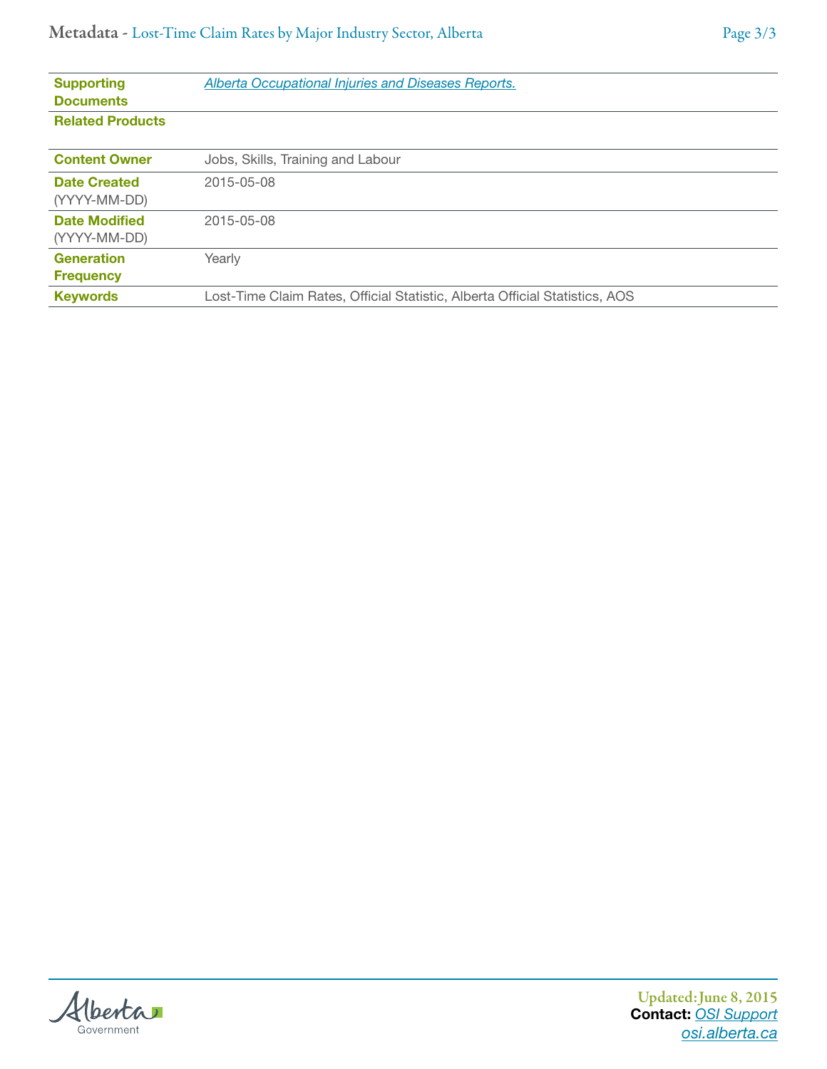| | |
|---|---|
| **Supporting Documents** | *Alberta Occupational Injuries and Diseases Reports.* |
| **Related Products** | |
| **Content Owner** | Jobs, Skills, Training and Labour |
| **Date Created** (YYYY-MM-DD) | 2015-05-08 |
| **Date Modified** (YYYY-MM-DD) | 2015-05-08 |
| **Generation Frequency** | Yearly |
| **Keywords** | Lost-Time Claim Rates, Official Statistic, Alberta Official Statistics, AOS |